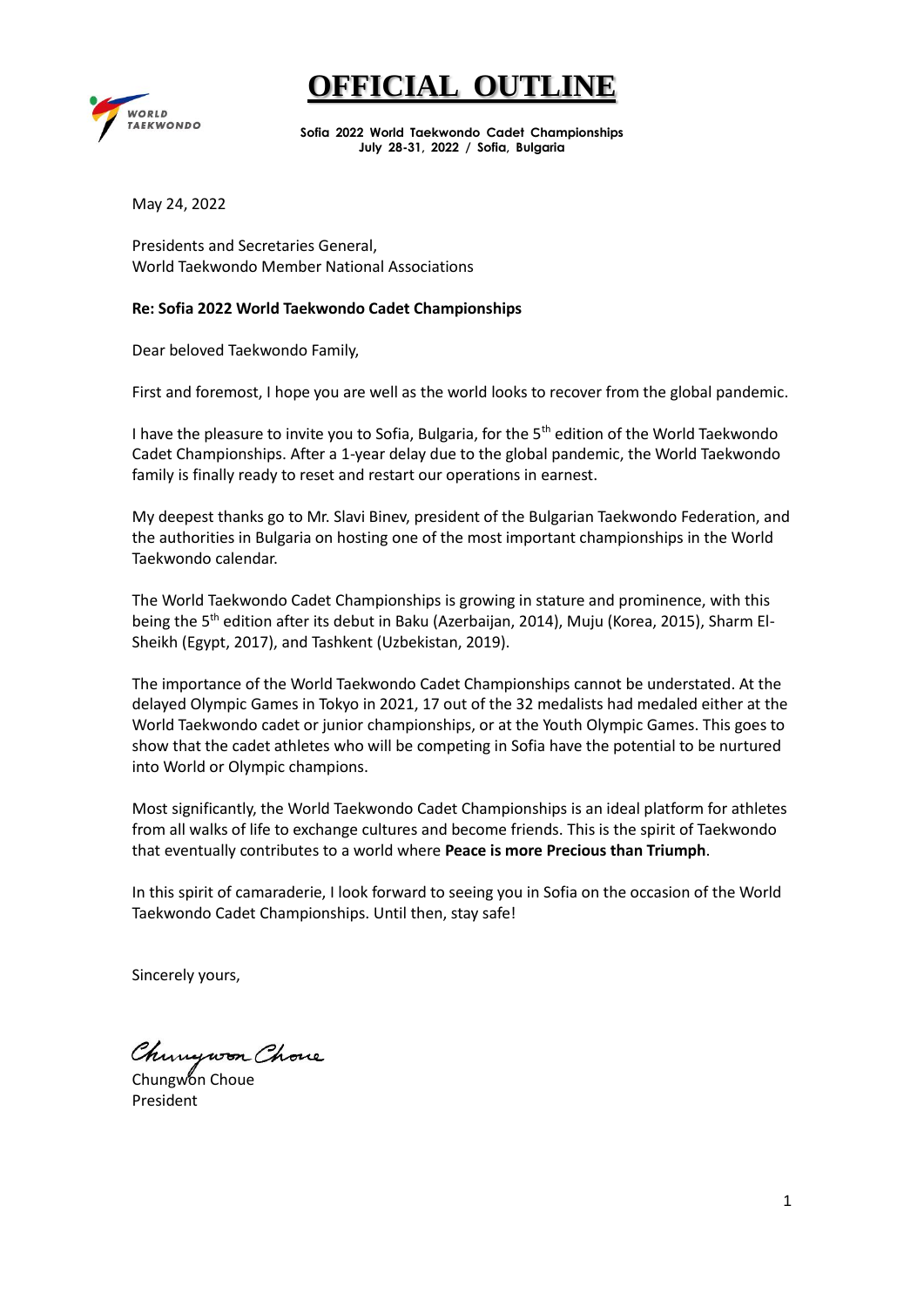# OFFICIAL OUTLINE

**Sofia 2022 World Taekwondo Cadet Championships**
**July 28-31, 2022 / Sofia, Bulgaria**

May 24, 2022

Presidents and Secretaries General,
World Taekwondo Member National Associations

**Re: Sofia 2022 World Taekwondo Cadet Championships**

Dear beloved Taekwondo Family,

First and foremost, I hope you are well as the world looks to recover from the global pandemic.

I have the pleasure to invite you to Sofia, Bulgaria, for the 5th edition of the World Taekwondo Cadet Championships. After a 1-year delay due to the global pandemic, the World Taekwondo family is finally ready to reset and restart our operations in earnest.

My deepest thanks go to Mr. Slavi Binev, president of the Bulgarian Taekwondo Federation, and the authorities in Bulgaria on hosting one of the most important championships in the World Taekwondo calendar.

The World Taekwondo Cadet Championships is growing in stature and prominence, with this being the 5th edition after its debut in Baku (Azerbaijan, 2014), Muju (Korea, 2015), Sharm El-Sheikh (Egypt, 2017), and Tashkent (Uzbekistan, 2019).

The importance of the World Taekwondo Cadet Championships cannot be understated. At the delayed Olympic Games in Tokyo in 2021, 17 out of the 32 medalists had medaled either at the World Taekwondo cadet or junior championships, or at the Youth Olympic Games. This goes to show that the cadet athletes who will be competing in Sofia have the potential to be nurtured into World or Olympic champions.

Most significantly, the World Taekwondo Cadet Championships is an ideal platform for athletes from all walks of life to exchange cultures and become friends. This is the spirit of Taekwondo that eventually contributes to a world where **Peace is more Precious than Triumph**.

In this spirit of camaraderie, I look forward to seeing you in Sofia on the occasion of the World Taekwondo Cadet Championships. Until then, stay safe!

Sincerely yours,

Chungwon Choue
President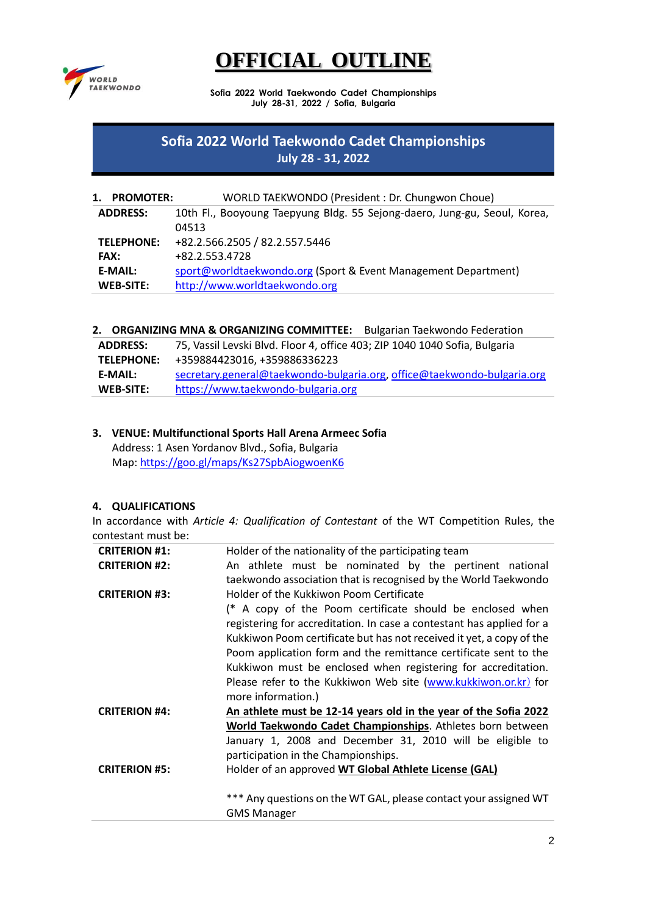# OFFICIAL OUTLINE

Sofia 2022 World Taekwondo Cadet Championships
July 28-31, 2022 / Sofia, Bulgaria

## Sofia 2022 World Taekwondo Cadet Championships
**July 28 - 31, 2022**

### 1. PROMOTER: WORLD TAEKWONDO (President : Dr. Chungwon Choue)

| | |
|---|---|
| **ADDRESS:** | 10th Fl., Booyoung Taepyung Bldg. 55 Sejong-daero, Jung-gu, Seoul, Korea, 04513 |
| **TELEPHONE:** | +82.2.566.2505 / 82.2.557.5446 |
| **FAX:** | +82.2.553.4728 |
| **E-MAIL:** | sport@worldtaekwondo.org (Sport & Event Management Department) |
| **WEB-SITE:** | http://www.worldtaekwondo.org |

### 2. ORGANIZING MNA & ORGANIZING COMMITTEE: Bulgarian Taekwondo Federation

| | |
|---|---|
| **ADDRESS:** | 75, Vassil Levski Blvd. Floor 4, office 403; ZIP 1040 1040 Sofia, Bulgaria |
| **TELEPHONE:** | +359884423016, +359886336223 |
| **E-MAIL:** | secretary.general@taekwondo-bulgaria.org, office@taekwondo-bulgaria.org |
| **WEB-SITE:** | https://www.taekwondo-bulgaria.org |

### 3. VENUE: Multifunctional Sports Hall Arena Armeec Sofia

Address: 1 Asen Yordanov Blvd., Sofia, Bulgaria
Map: https://goo.gl/maps/Ks27SpbAiogwoenK6

### 4. QUALIFICATIONS

In accordance with *Article 4: Qualification of Contestant* of the WT Competition Rules, the contestant must be:

| | |
|---|---|
| **CRITERION #1:** | Holder of the nationality of the participating team |
| **CRITERION #2:** | An athlete must be nominated by the pertinent national taekwondo association that is recognised by the World Taekwondo |
| **CRITERION #3:** | Holder of the Kukkiwon Poom Certificate<br>(* A copy of the Poom certificate should be enclosed when registering for accreditation. In case a contestant has applied for a Kukkiwon Poom certificate but has not received it yet, a copy of the Poom application form and the remittance certificate sent to the Kukkiwon must be enclosed when registering for accreditation. Please refer to the Kukkiwon Web site (www.kukkiwon.or.kr) for more information.) |
| **CRITERION #4:** | **An athlete must be 12-14 years old in the year of the Sofia 2022 World Taekwondo Cadet Championships**. Athletes born between January 1, 2008 and December 31, 2010 will be eligible to participation in the Championships. |
| **CRITERION #5:** | Holder of an approved **WT Global Athlete License (GAL)**<br><br>*** Any questions on the WT GAL, please contact your assigned WT GMS Manager |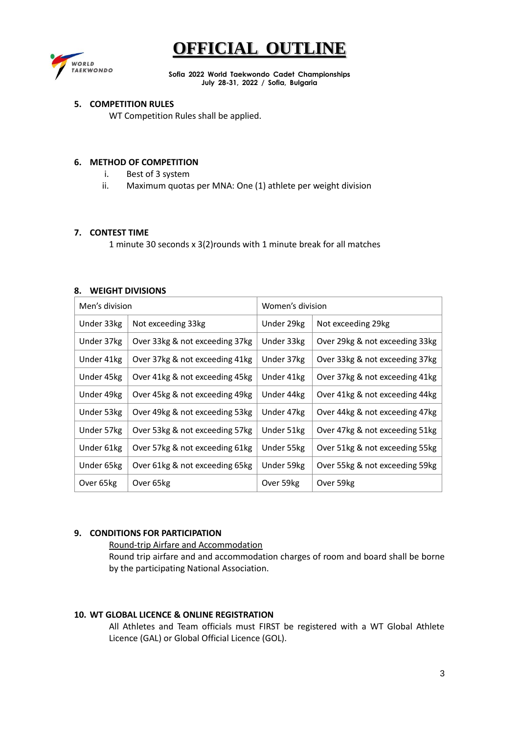# OFFICIAL OUTLINE

**Sofia 2022 World Taekwondo Cadet Championships**
**July 28-31, 2022 / Sofia, Bulgaria**

## 5. COMPETITION RULES

WT Competition Rules shall be applied.

## 6. METHOD OF COMPETITION

i. Best of 3 system
ii. Maximum quotas per MNA: One (1) athlete per weight division

## 7. CONTEST TIME

1 minute 30 seconds x 3(2)rounds with 1 minute break for all matches

## 8. WEIGHT DIVISIONS

| Men's division | | Women's division | |
|---|---|---|---|
| Under 33kg | Not exceeding 33kg | Under 29kg | Not exceeding 29kg |
| Under 37kg | Over 33kg & not exceeding 37kg | Under 33kg | Over 29kg & not exceeding 33kg |
| Under 41kg | Over 37kg & not exceeding 41kg | Under 37kg | Over 33kg & not exceeding 37kg |
| Under 45kg | Over 41kg & not exceeding 45kg | Under 41kg | Over 37kg & not exceeding 41kg |
| Under 49kg | Over 45kg & not exceeding 49kg | Under 44kg | Over 41kg & not exceeding 44kg |
| Under 53kg | Over 49kg & not exceeding 53kg | Under 47kg | Over 44kg & not exceeding 47kg |
| Under 57kg | Over 53kg & not exceeding 57kg | Under 51kg | Over 47kg & not exceeding 51kg |
| Under 61kg | Over 57kg & not exceeding 61kg | Under 55kg | Over 51kg & not exceeding 55kg |
| Under 65kg | Over 61kg & not exceeding 65kg | Under 59kg | Over 55kg & not exceeding 59kg |
| Over 65kg | Over 65kg | Over 59kg | Over 59kg |

## 9. CONDITIONS FOR PARTICIPATION

Round-trip Airfare and Accommodation

Round trip airfare and and accommodation charges of room and board shall be borne by the participating National Association.

## 10. WT GLOBAL LICENCE & ONLINE REGISTRATION

All Athletes and Team officials must FIRST be registered with a WT Global Athlete Licence (GAL) or Global Official Licence (GOL).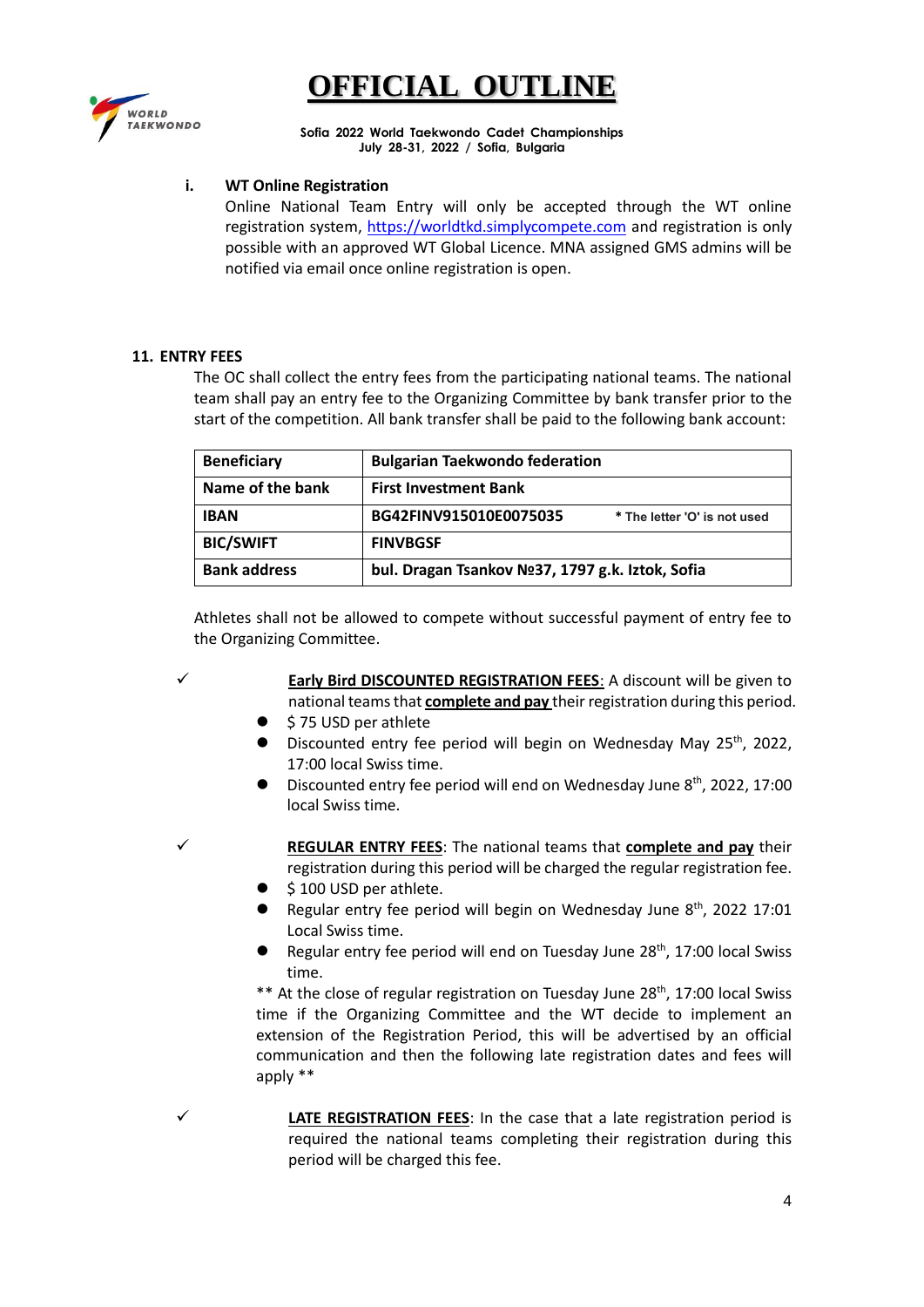#### i. WT Online Registration

Online National Team Entry will only be accepted through the WT online registration system, https://worldtkd.simplycompete.com and registration is only possible with an approved WT Global Licence. MNA assigned GMS admins will be notified via email once online registration is open.

### 11. ENTRY FEES

The OC shall collect the entry fees from the participating national teams. The national team shall pay an entry fee to the Organizing Committee by bank transfer prior to the start of the competition. All bank transfer shall be paid to the following bank account:

| **Beneficiary** | **Bulgarian Taekwondo federation** |
|---|---|
| **Name of the bank** | **First Investment Bank** |
| **IBAN** | **BG42FINV915010E0075035** * The letter 'O' is not used |
| **BIC/SWIFT** | **FINVBGSF** |
| **Bank address** | **bul. Dragan Tsankov №37, 1797 g.k. Iztok, Sofia** |

Athletes shall not be allowed to compete without successful payment of entry fee to the Organizing Committee.

✓ **Early Bird DISCOUNTED REGISTRATION FEES**: A discount will be given to national teams that **complete and pay** their registration during this period.

- $ 75 USD per athlete
- Discounted entry fee period will begin on Wednesday May 25th, 2022, 17:00 local Swiss time.
- Discounted entry fee period will end on Wednesday June 8th, 2022, 17:00 local Swiss time.

✓ **REGULAR ENTRY FEES**: The national teams that **complete and pay** their registration during this period will be charged the regular registration fee.

- $ 100 USD per athlete.
- Regular entry fee period will begin on Wednesday June 8th, 2022 17:01 Local Swiss time.
- Regular entry fee period will end on Tuesday June 28th, 17:00 local Swiss time.

** At the close of regular registration on Tuesday June 28th, 17:00 local Swiss time if the Organizing Committee and the WT decide to implement an extension of the Registration Period, this will be advertised by an official communication and then the following late registration dates and fees will apply **

✓ **LATE REGISTRATION FEES**: In the case that a late registration period is required the national teams completing their registration during this period will be charged this fee.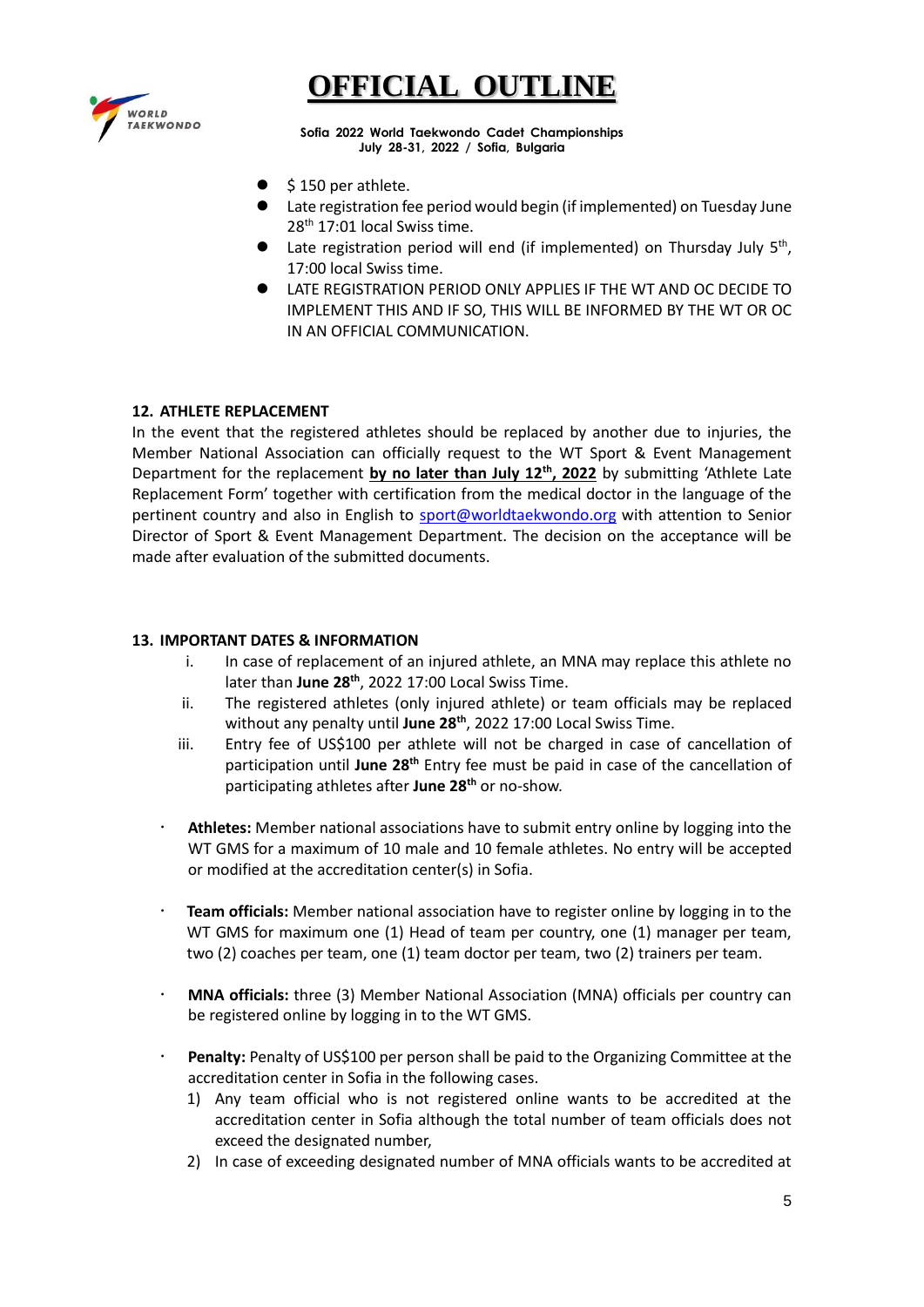- $ 150 per athlete.
- Late registration fee period would begin (if implemented) on Tuesday June 28th 17:01 local Swiss time.
- Late registration period will end (if implemented) on Thursday July 5th, 17:00 local Swiss time.
- LATE REGISTRATION PERIOD ONLY APPLIES IF THE WT AND OC DECIDE TO IMPLEMENT THIS AND IF SO, THIS WILL BE INFORMED BY THE WT OR OC IN AN OFFICIAL COMMUNICATION.

## 12. ATHLETE REPLACEMENT

In the event that the registered athletes should be replaced by another due to injuries, the Member National Association can officially request to the WT Sport & Event Management Department for the replacement **by no later than July 12th, 2022** by submitting 'Athlete Late Replacement Form' together with certification from the medical doctor in the language of the pertinent country and also in English to sport@worldtaekwondo.org with attention to Senior Director of Sport & Event Management Department. The decision on the acceptance will be made after evaluation of the submitted documents.

## 13. IMPORTANT DATES & INFORMATION

i. In case of replacement of an injured athlete, an MNA may replace this athlete no later than **June 28th**, 2022 17:00 Local Swiss Time.

ii. The registered athletes (only injured athlete) or team officials may be replaced without any penalty until **June 28th**, 2022 17:00 Local Swiss Time.

iii. Entry fee of US$100 per athlete will not be charged in case of cancellation of participation until **June 28th** Entry fee must be paid in case of the cancellation of participating athletes after **June 28th** or no-show.

- **Athletes:** Member national associations have to submit entry online by logging into the WT GMS for a maximum of 10 male and 10 female athletes. No entry will be accepted or modified at the accreditation center(s) in Sofia.

- **Team officials:** Member national association have to register online by logging in to the WT GMS for maximum one (1) Head of team per country, one (1) manager per team, two (2) coaches per team, one (1) team doctor per team, two (2) trainers per team.

- **MNA officials:** three (3) Member National Association (MNA) officials per country can be registered online by logging in to the WT GMS.

- **Penalty:** Penalty of US$100 per person shall be paid to the Organizing Committee at the accreditation center in Sofia in the following cases.
  1) Any team official who is not registered online wants to be accredited at the accreditation center in Sofia although the total number of team officials does not exceed the designated number,
  2) In case of exceeding designated number of MNA officials wants to be accredited at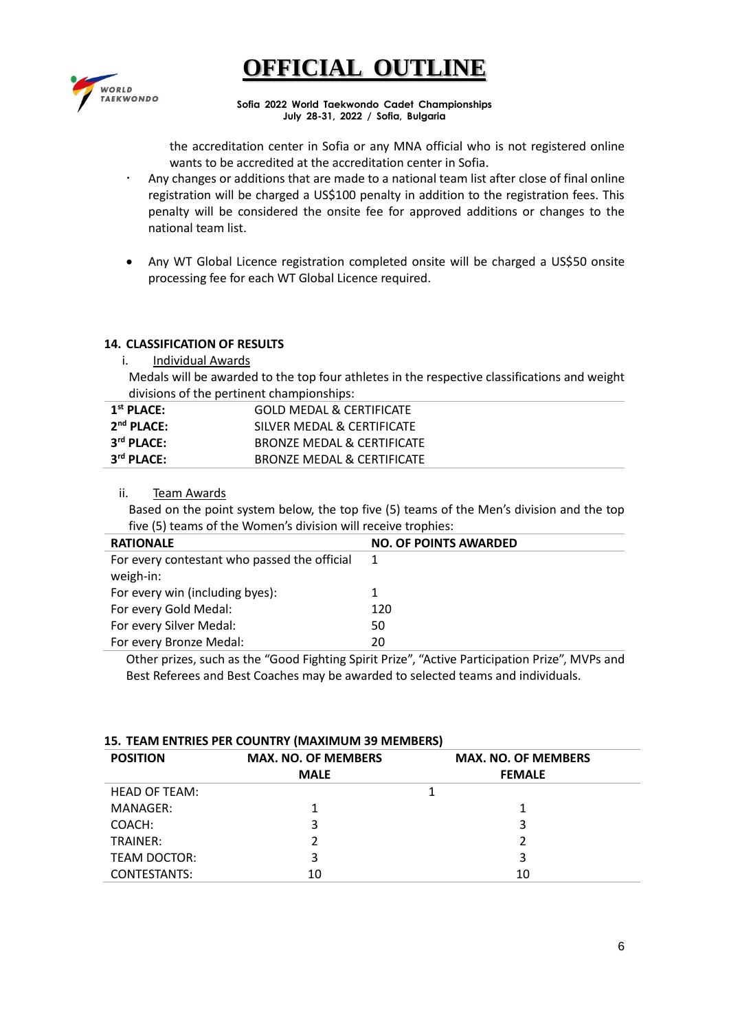the accreditation center in Sofia or any MNA official who is not registered online wants to be accredited at the accreditation center in Sofia.

- Any changes or additions that are made to a national team list after close of final online registration will be charged a US$100 penalty in addition to the registration fees. This penalty will be considered the onsite fee for approved additions or changes to the national team list.

- Any WT Global Licence registration completed onsite will be charged a US$50 onsite processing fee for each WT Global Licence required.

### 14. CLASSIFICATION OF RESULTS

i. Individual Awards

Medals will be awarded to the top four athletes in the respective classifications and weight divisions of the pertinent championships:

| | |
|---|---|
| **1st PLACE:** | GOLD MEDAL & CERTIFICATE |
| **2nd PLACE:** | SILVER MEDAL & CERTIFICATE |
| **3rd PLACE:** | BRONZE MEDAL & CERTIFICATE |
| **3rd PLACE:** | BRONZE MEDAL & CERTIFICATE |

ii. Team Awards

Based on the point system below, the top five (5) teams of the Men's division and the top five (5) teams of the Women's division will receive trophies:

| RATIONALE | NO. OF POINTS AWARDED |
|---|---|
| For every contestant who passed the official weigh-in: | 1 |
| For every win (including byes): | 1 |
| For every Gold Medal: | 120 |
| For every Silver Medal: | 50 |
| For every Bronze Medal: | 20 |

Other prizes, such as the "Good Fighting Spirit Prize", "Active Participation Prize", MVPs and Best Referees and Best Coaches may be awarded to selected teams and individuals.

### 15. TEAM ENTRIES PER COUNTRY (MAXIMUM 39 MEMBERS)

| POSITION | MAX. NO. OF MEMBERS MALE | MAX. NO. OF MEMBERS FEMALE |
|---|---|---|
| HEAD OF TEAM: | 1 | |
| MANAGER: | 1 | 1 |
| COACH: | 3 | 3 |
| TRAINER: | 2 | 2 |
| TEAM DOCTOR: | 3 | 3 |
| CONTESTANTS: | 10 | 10 |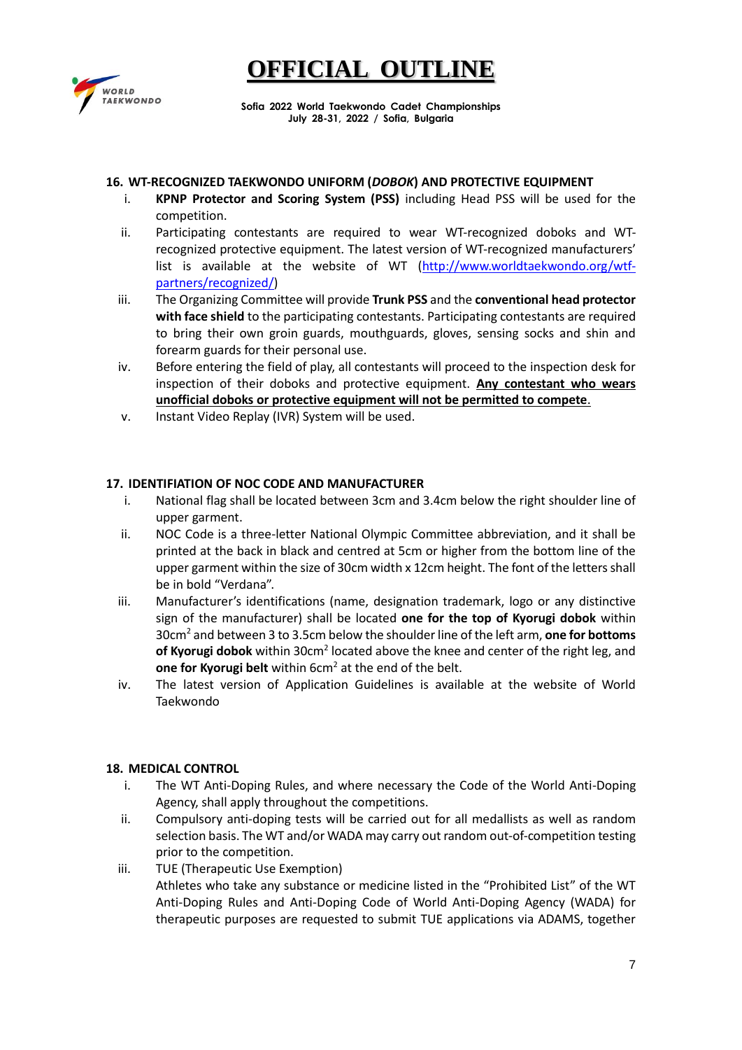### 16. WT-RECOGNIZED TAEKWONDO UNIFORM (*DOBOK*) AND PROTECTIVE EQUIPMENT

i. **KPNP Protector and Scoring System (PSS)** including Head PSS will be used for the competition.

ii. Participating contestants are required to wear WT-recognized doboks and WT-recognized protective equipment. The latest version of WT-recognized manufacturers' list is available at the website of WT (http://www.worldtaekwondo.org/wtf-partners/recognized/)

iii. The Organizing Committee will provide **Trunk PSS** and the **conventional head protector with face shield** to the participating contestants. Participating contestants are required to bring their own groin guards, mouthguards, gloves, sensing socks and shin and forearm guards for their personal use.

iv. Before entering the field of play, all contestants will proceed to the inspection desk for inspection of their doboks and protective equipment. **Any contestant who wears unofficial doboks or protective equipment will not be permitted to compete**.

v. Instant Video Replay (IVR) System will be used.

### 17. IDENTIFIATION OF NOC CODE AND MANUFACTURER

i. National flag shall be located between 3cm and 3.4cm below the right shoulder line of upper garment.

ii. NOC Code is a three-letter National Olympic Committee abbreviation, and it shall be printed at the back in black and centred at 5cm or higher from the bottom line of the upper garment within the size of 30cm width x 12cm height. The font of the letters shall be in bold "Verdana".

iii. Manufacturer's identifications (name, designation trademark, logo or any distinctive sign of the manufacturer) shall be located **one for the top of Kyorugi dobok** within $30cm^2$ and between 3 to 3.5cm below the shoulder line of the left arm, **one for bottoms of Kyorugi dobok** within $30cm^2$ located above the knee and center of the right leg, and **one for Kyorugi belt** within $6cm^2$ at the end of the belt.

iv. The latest version of Application Guidelines is available at the website of World Taekwondo

### 18. MEDICAL CONTROL

i. The WT Anti-Doping Rules, and where necessary the Code of the World Anti-Doping Agency, shall apply throughout the competitions.

ii. Compulsory anti-doping tests will be carried out for all medallists as well as random selection basis. The WT and/or WADA may carry out random out-of-competition testing prior to the competition.

iii. TUE (Therapeutic Use Exemption)
Athletes who take any substance or medicine listed in the "Prohibited List" of the WT Anti-Doping Rules and Anti-Doping Code of World Anti-Doping Agency (WADA) for therapeutic purposes are requested to submit TUE applications via ADAMS, together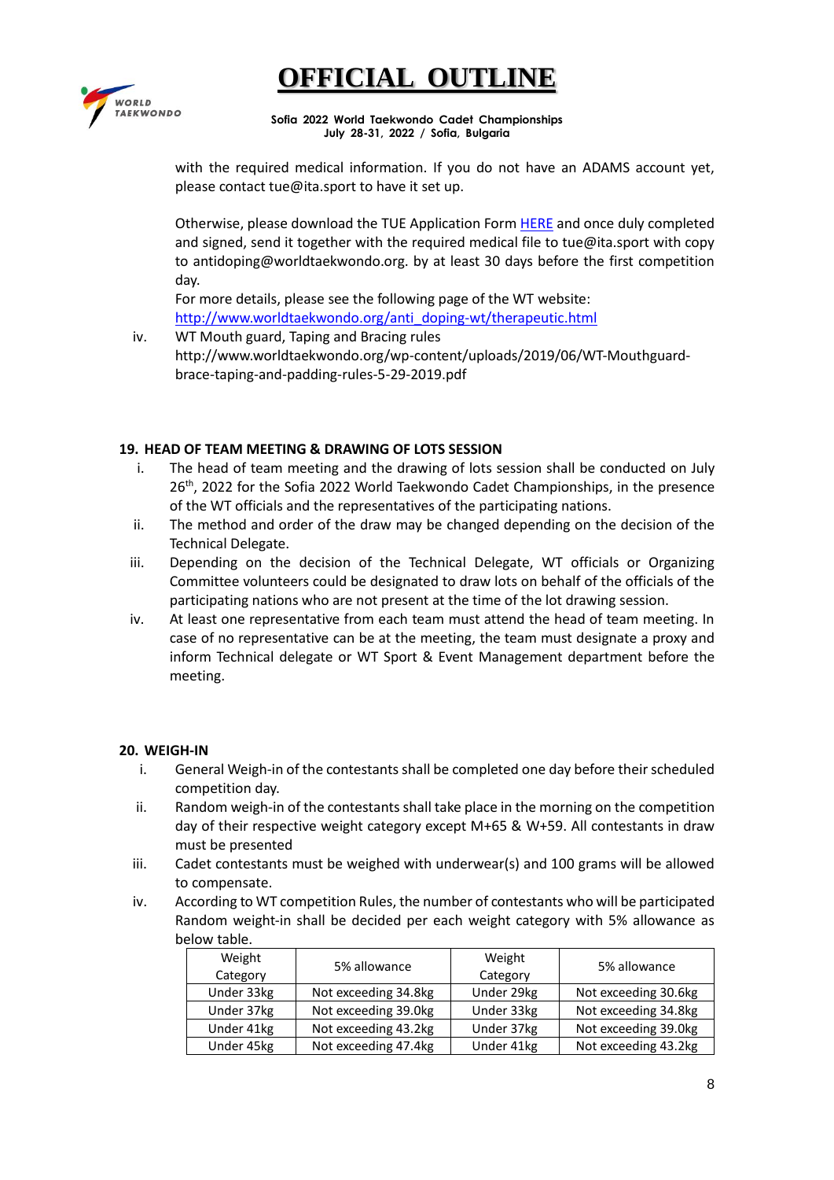with the required medical information. If you do not have an ADAMS account yet, please contact tue@ita.sport to have it set up.

Otherwise, please download the TUE Application Form [HERE] and once duly completed and signed, send it together with the required medical file to tue@ita.sport with copy to antidoping@worldtaekwondo.org. by at least 30 days before the first competition day.
For more details, please see the following page of the WT website:
http://www.worldtaekwondo.org/anti_doping-wt/therapeutic.html

iv. WT Mouth guard, Taping and Bracing rules
http://www.worldtaekwondo.org/wp-content/uploads/2019/06/WT-Mouthguard-brace-taping-and-padding-rules-5-29-2019.pdf

## 19. HEAD OF TEAM MEETING & DRAWING OF LOTS SESSION

i. The head of team meeting and the drawing of lots session shall be conducted on July 26th, 2022 for the Sofia 2022 World Taekwondo Cadet Championships, in the presence of the WT officials and the representatives of the participating nations.

ii. The method and order of the draw may be changed depending on the decision of the Technical Delegate.

iii. Depending on the decision of the Technical Delegate, WT officials or Organizing Committee volunteers could be designated to draw lots on behalf of the officials of the participating nations who are not present at the time of the lot drawing session.

iv. At least one representative from each team must attend the head of team meeting. In case of no representative can be at the meeting, the team must designate a proxy and inform Technical delegate or WT Sport & Event Management department before the meeting.

## 20. WEIGH-IN

i. General Weigh-in of the contestants shall be completed one day before their scheduled competition day.

ii. Random weigh-in of the contestants shall take place in the morning on the competition day of their respective weight category except M+65 & W+59. All contestants in draw must be presented

iii. Cadet contestants must be weighed with underwear(s) and 100 grams will be allowed to compensate.

iv. According to WT competition Rules, the number of contestants who will be participated Random weight-in shall be decided per each weight category with 5% allowance as below table.

| Weight Category | 5% allowance | Weight Category | 5% allowance |
|---|---|---|---|
| Under 33kg | Not exceeding 34.8kg | Under 29kg | Not exceeding 30.6kg |
| Under 37kg | Not exceeding 39.0kg | Under 33kg | Not exceeding 34.8kg |
| Under 41kg | Not exceeding 43.2kg | Under 37kg | Not exceeding 39.0kg |
| Under 45kg | Not exceeding 47.4kg | Under 41kg | Not exceeding 43.2kg |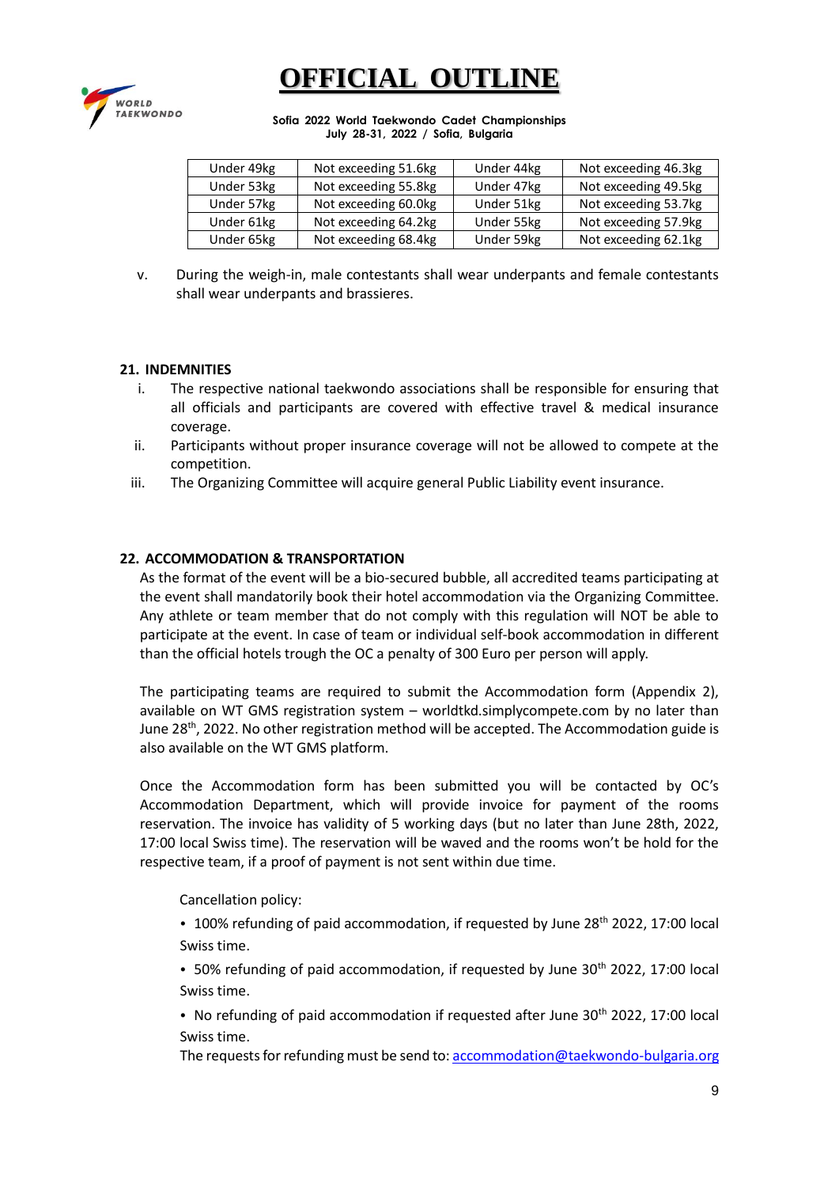| Under 49kg | Not exceeding 51.6kg | Under 44kg | Not exceeding 46.3kg |
|---|---|---|---|
| Under 53kg | Not exceeding 55.8kg | Under 47kg | Not exceeding 49.5kg |
| Under 57kg | Not exceeding 60.0kg | Under 51kg | Not exceeding 53.7kg |
| Under 61kg | Not exceeding 64.2kg | Under 55kg | Not exceeding 57.9kg |
| Under 65kg | Not exceeding 68.4kg | Under 59kg | Not exceeding 62.1kg |

v. During the weigh-in, male contestants shall wear underpants and female contestants shall wear underpants and brassieres.

## 21. INDEMNITIES

i. The respective national taekwondo associations shall be responsible for ensuring that all officials and participants are covered with effective travel & medical insurance coverage.

ii. Participants without proper insurance coverage will not be allowed to compete at the competition.

iii. The Organizing Committee will acquire general Public Liability event insurance.

## 22. ACCOMMODATION & TRANSPORTATION

As the format of the event will be a bio-secured bubble, all accredited teams participating at the event shall mandatorily book their hotel accommodation via the Organizing Committee. Any athlete or team member that do not comply with this regulation will NOT be able to participate at the event. In case of team or individual self-book accommodation in different than the official hotels trough the OC a penalty of 300 Euro per person will apply.

The participating teams are required to submit the Accommodation form (Appendix 2), available on WT GMS registration system – worldtkd.simplycompete.com by no later than June 28th, 2022. No other registration method will be accepted. The Accommodation guide is also available on the WT GMS platform.

Once the Accommodation form has been submitted you will be contacted by OC's Accommodation Department, which will provide invoice for payment of the rooms reservation. The invoice has validity of 5 working days (but no later than June 28th, 2022, 17:00 local Swiss time). The reservation will be waved and the rooms won't be hold for the respective team, if a proof of payment is not sent within due time.

Cancellation policy:

- 100% refunding of paid accommodation, if requested by June 28th 2022, 17:00 local Swiss time.
- 50% refunding of paid accommodation, if requested by June 30th 2022, 17:00 local Swiss time.
- No refunding of paid accommodation if requested after June 30th 2022, 17:00 local Swiss time.

The requests for refunding must be send to: accommodation@taekwondo-bulgaria.org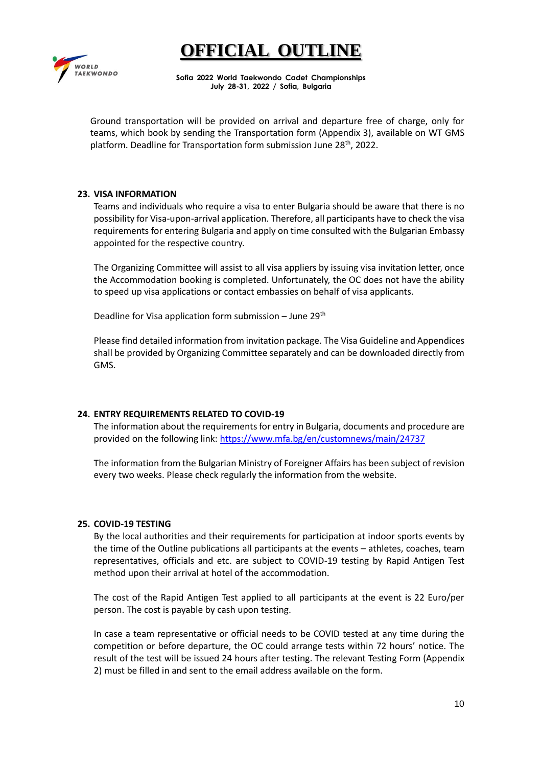Ground transportation will be provided on arrival and departure free of charge, only for teams, which book by sending the Transportation form (Appendix 3), available on WT GMS platform. Deadline for Transportation form submission June 28th, 2022.

## 23. VISA INFORMATION

Teams and individuals who require a visa to enter Bulgaria should be aware that there is no possibility for Visa-upon-arrival application. Therefore, all participants have to check the visa requirements for entering Bulgaria and apply on time consulted with the Bulgarian Embassy appointed for the respective country.

The Organizing Committee will assist to all visa appliers by issuing visa invitation letter, once the Accommodation booking is completed. Unfortunately, the OC does not have the ability to speed up visa applications or contact embassies on behalf of visa applicants.

Deadline for Visa application form submission – June 29th

Please find detailed information from invitation package. The Visa Guideline and Appendices shall be provided by Organizing Committee separately and can be downloaded directly from GMS.

## 24. ENTRY REQUIREMENTS RELATED TO COVID-19

The information about the requirements for entry in Bulgaria, documents and procedure are provided on the following link: https://www.mfa.bg/en/customnews/main/24737

The information from the Bulgarian Ministry of Foreigner Affairs has been subject of revision every two weeks. Please check regularly the information from the website.

## 25. COVID-19 TESTING

By the local authorities and their requirements for participation at indoor sports events by the time of the Outline publications all participants at the events – athletes, coaches, team representatives, officials and etc. are subject to COVID-19 testing by Rapid Antigen Test method upon their arrival at hotel of the accommodation.

The cost of the Rapid Antigen Test applied to all participants at the event is 22 Euro/per person. The cost is payable by cash upon testing.

In case a team representative or official needs to be COVID tested at any time during the competition or before departure, the OC could arrange tests within 72 hours' notice. The result of the test will be issued 24 hours after testing. The relevant Testing Form (Appendix 2) must be filled in and sent to the email address available on the form.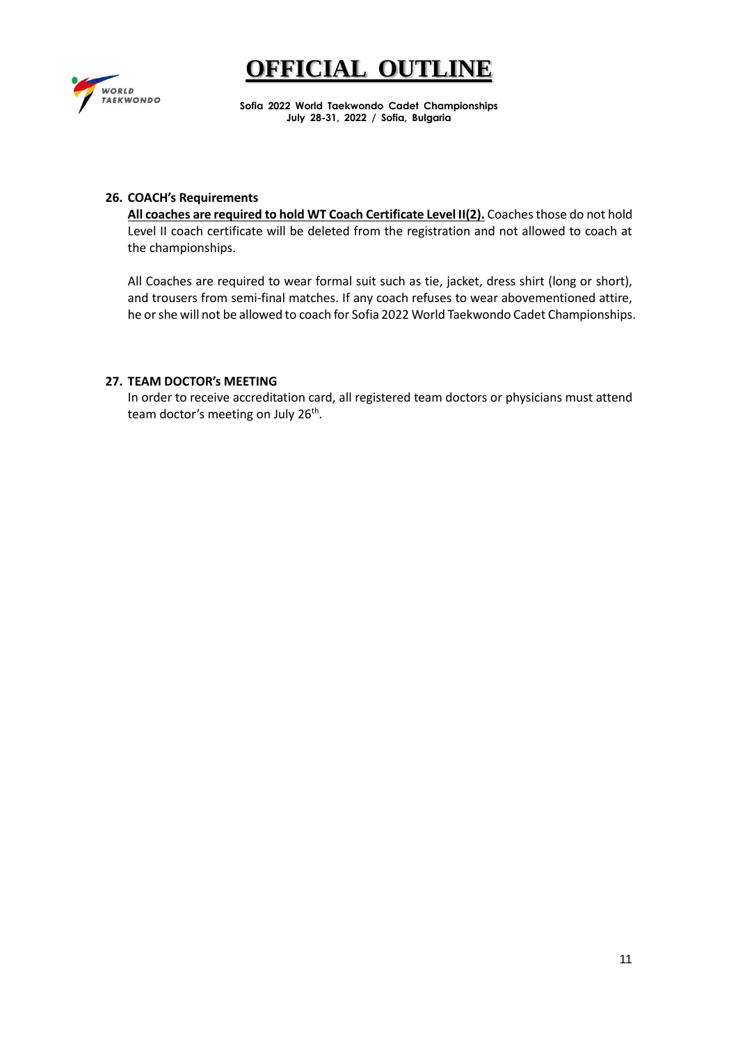**26. COACH's Requirements**

**All coaches are required to hold WT Coach Certificate Level II(2).** Coaches those do not hold Level II coach certificate will be deleted from the registration and not allowed to coach at the championships.

All Coaches are required to wear formal suit such as tie, jacket, dress shirt (long or short), and trousers from semi-final matches. If any coach refuses to wear abovementioned attire, he or she will not be allowed to coach for Sofia 2022 World Taekwondo Cadet Championships.

**27. TEAM DOCTOR's MEETING**

In order to receive accreditation card, all registered team doctors or physicians must attend team doctor's meeting on July 26th.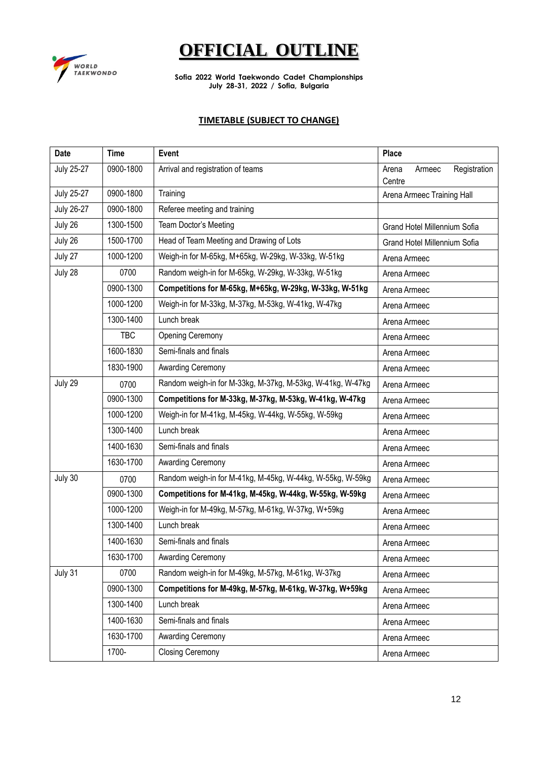# OFFICIAL OUTLINE

**Sofia 2022 World Taekwondo Cadet Championships**
**July 28-31, 2022 / Sofia, Bulgaria**

**TIMETABLE (SUBJECT TO CHANGE)**

| Date | Time | Event | Place |
|---|---|---|---|
| July 25-27 | 0900-1800 | Arrival and registration of teams | Arena Armeec Registration Centre |
| July 25-27 | 0900-1800 | Training | Arena Armeec Training Hall |
| July 26-27 | 0900-1800 | Referee meeting and training | |
| July 26 | 1300-1500 | Team Doctor's Meeting | Grand Hotel Millennium Sofia |
| July 26 | 1500-1700 | Head of Team Meeting and Drawing of Lots | Grand Hotel Millennium Sofia |
| July 27 | 1000-1200 | Weigh-in for M-65kg, M+65kg, W-29kg, W-33kg, W-51kg | Arena Armeec |
| July 28 | 0700 | Random weigh-in for M-65kg, W-29kg, W-33kg, W-51kg | Arena Armeec |
| | 0900-1300 | **Competitions for M-65kg, M+65kg, W-29kg, W-33kg, W-51kg** | Arena Armeec |
| | 1000-1200 | Weigh-in for M-33kg, M-37kg, M-53kg, W-41kg, W-47kg | Arena Armeec |
| | 1300-1400 | Lunch break | Arena Armeec |
| | TBC | Opening Ceremony | Arena Armeec |
| | 1600-1830 | Semi-finals and finals | Arena Armeec |
| | 1830-1900 | Awarding Ceremony | Arena Armeec |
| July 29 | 0700 | Random weigh-in for M-33kg, M-37kg, M-53kg, W-41kg, W-47kg | Arena Armeec |
| | 0900-1300 | **Competitions for M-33kg, M-37kg, M-53kg, W-41kg, W-47kg** | Arena Armeec |
| | 1000-1200 | Weigh-in for M-41kg, M-45kg, W-44kg, W-55kg, W-59kg | Arena Armeec |
| | 1300-1400 | Lunch break | Arena Armeec |
| | 1400-1630 | Semi-finals and finals | Arena Armeec |
| | 1630-1700 | Awarding Ceremony | Arena Armeec |
| July 30 | 0700 | Random weigh-in for M-41kg, M-45kg, W-44kg, W-55kg, W-59kg | Arena Armeec |
| | 0900-1300 | **Competitions for M-41kg, M-45kg, W-44kg, W-55kg, W-59kg** | Arena Armeec |
| | 1000-1200 | Weigh-in for M-49kg, M-57kg, M-61kg, W-37kg, W+59kg | Arena Armeec |
| | 1300-1400 | Lunch break | Arena Armeec |
| | 1400-1630 | Semi-finals and finals | Arena Armeec |
| | 1630-1700 | Awarding Ceremony | Arena Armeec |
| July 31 | 0700 | Random weigh-in for M-49kg, M-57kg, M-61kg, W-37kg | Arena Armeec |
| | 0900-1300 | **Competitions for M-49kg, M-57kg, M-61kg, W-37kg, W+59kg** | Arena Armeec |
| | 1300-1400 | Lunch break | Arena Armeec |
| | 1400-1630 | Semi-finals and finals | Arena Armeec |
| | 1630-1700 | Awarding Ceremony | Arena Armeec |
| | 1700- | Closing Ceremony | Arena Armeec |